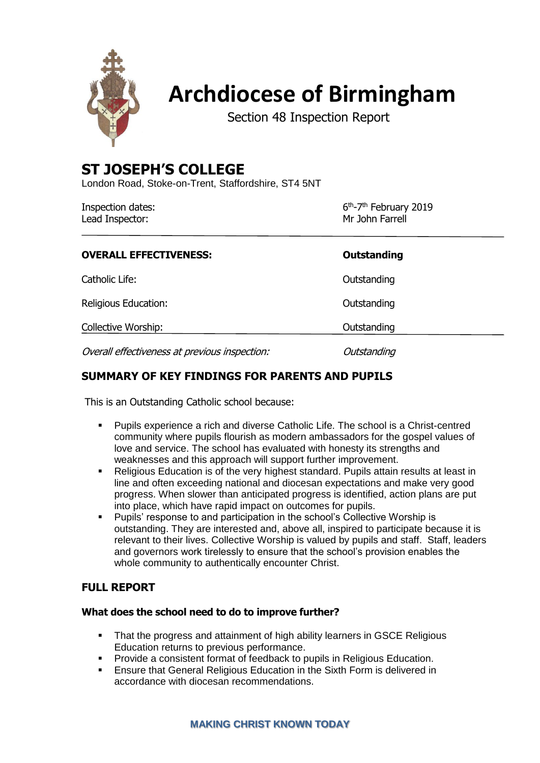# Archdiocese of Birmingham

Section 48 Inspection Report

## ST JOSEPH'S COLLEGE

London Road, Stoke-on-Trent, Staffordshire, ST4 5NT

| | |
|---|---|
| Inspection dates: | 6th-7th February 2019 |
| Lead Inspector: | Mr John Farrell |

| | |
|---|---|
| **OVERALL EFFECTIVENESS:** | **Outstanding** |
| Catholic Life: | Outstanding |
| Religious Education: | Outstanding |
| Collective Worship: | Outstanding |
| *Overall effectiveness at previous inspection:* | *Outstanding* |

## SUMMARY OF KEY FINDINGS FOR PARENTS AND PUPILS

This is an Outstanding Catholic school because:

- Pupils experience a rich and diverse Catholic Life. The school is a Christ-centred community where pupils flourish as modern ambassadors for the gospel values of love and service. The school has evaluated with honesty its strengths and weaknesses and this approach will support further improvement.
- Religious Education is of the very highest standard. Pupils attain results at least in line and often exceeding national and diocesan expectations and make very good progress. When slower than anticipated progress is identified, action plans are put into place, which have rapid impact on outcomes for pupils.
- Pupils' response to and participation in the school's Collective Worship is outstanding. They are interested and, above all, inspired to participate because it is relevant to their lives. Collective Worship is valued by pupils and staff. Staff, leaders and governors work tirelessly to ensure that the school's provision enables the whole community to authentically encounter Christ.

## FULL REPORT

### What does the school need to do to improve further?

- That the progress and attainment of high ability learners in GSCE Religious Education returns to previous performance.
- Provide a consistent format of feedback to pupils in Religious Education.
- Ensure that General Religious Education in the Sixth Form is delivered in accordance with diocesan recommendations.

**MAKING CHRIST KNOWN TODAY**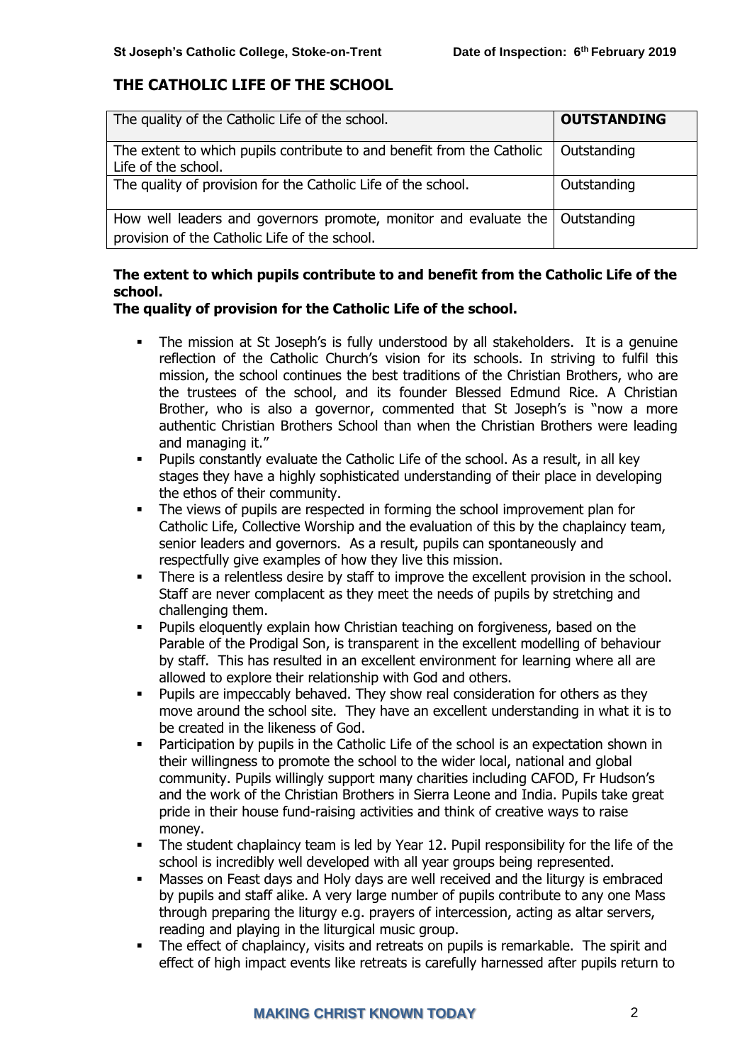## THE CATHOLIC LIFE OF THE SCHOOL

| The quality of the Catholic Life of the school. | **OUTSTANDING** |
|---|---|
| The extent to which pupils contribute to and benefit from the Catholic Life of the school. | Outstanding |
| The quality of provision for the Catholic Life of the school. | Outstanding |
| How well leaders and governors promote, monitor and evaluate the provision of the Catholic Life of the school. | Outstanding |

**The extent to which pupils contribute to and benefit from the Catholic Life of the school.**

**The quality of provision for the Catholic Life of the school.**

- The mission at St Joseph's is fully understood by all stakeholders. It is a genuine reflection of the Catholic Church's vision for its schools. In striving to fulfil this mission, the school continues the best traditions of the Christian Brothers, who are the trustees of the school, and its founder Blessed Edmund Rice. A Christian Brother, who is also a governor, commented that St Joseph's is "now a more authentic Christian Brothers School than when the Christian Brothers were leading and managing it."
- Pupils constantly evaluate the Catholic Life of the school. As a result, in all key stages they have a highly sophisticated understanding of their place in developing the ethos of their community.
- The views of pupils are respected in forming the school improvement plan for Catholic Life, Collective Worship and the evaluation of this by the chaplaincy team, senior leaders and governors. As a result, pupils can spontaneously and respectfully give examples of how they live this mission.
- There is a relentless desire by staff to improve the excellent provision in the school. Staff are never complacent as they meet the needs of pupils by stretching and challenging them.
- Pupils eloquently explain how Christian teaching on forgiveness, based on the Parable of the Prodigal Son, is transparent in the excellent modelling of behaviour by staff. This has resulted in an excellent environment for learning where all are allowed to explore their relationship with God and others.
- Pupils are impeccably behaved. They show real consideration for others as they move around the school site. They have an excellent understanding in what it is to be created in the likeness of God.
- Participation by pupils in the Catholic Life of the school is an expectation shown in their willingness to promote the school to the wider local, national and global community. Pupils willingly support many charities including CAFOD, Fr Hudson's and the work of the Christian Brothers in Sierra Leone and India. Pupils take great pride in their house fund-raising activities and think of creative ways to raise money.
- The student chaplaincy team is led by Year 12. Pupil responsibility for the life of the school is incredibly well developed with all year groups being represented.
- Masses on Feast days and Holy days are well received and the liturgy is embraced by pupils and staff alike. A very large number of pupils contribute to any one Mass through preparing the liturgy e.g. prayers of intercession, acting as altar servers, reading and playing in the liturgical music group.
- The effect of chaplaincy, visits and retreats on pupils is remarkable. The spirit and effect of high impact events like retreats is carefully harnessed after pupils return to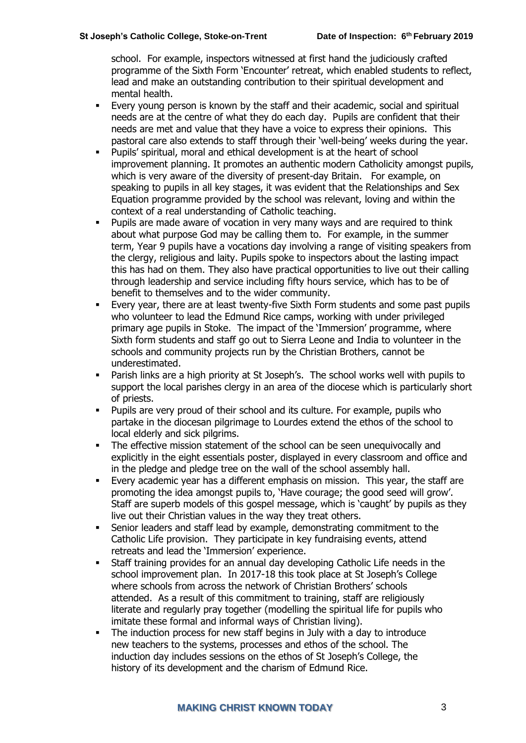school. For example, inspectors witnessed at first hand the judiciously crafted programme of the Sixth Form 'Encounter' retreat, which enabled students to reflect, lead and make an outstanding contribution to their spiritual development and mental health.

- Every young person is known by the staff and their academic, social and spiritual needs are at the centre of what they do each day. Pupils are confident that their needs are met and value that they have a voice to express their opinions. This pastoral care also extends to staff through their 'well-being' weeks during the year.
- Pupils' spiritual, moral and ethical development is at the heart of school improvement planning. It promotes an authentic modern Catholicity amongst pupils, which is very aware of the diversity of present-day Britain. For example, on speaking to pupils in all key stages, it was evident that the Relationships and Sex Equation programme provided by the school was relevant, loving and within the context of a real understanding of Catholic teaching.
- Pupils are made aware of vocation in very many ways and are required to think about what purpose God may be calling them to. For example, in the summer term, Year 9 pupils have a vocations day involving a range of visiting speakers from the clergy, religious and laity. Pupils spoke to inspectors about the lasting impact this has had on them. They also have practical opportunities to live out their calling through leadership and service including fifty hours service, which has to be of benefit to themselves and to the wider community.
- Every year, there are at least twenty-five Sixth Form students and some past pupils who volunteer to lead the Edmund Rice camps, working with under privileged primary age pupils in Stoke. The impact of the 'Immersion' programme, where Sixth form students and staff go out to Sierra Leone and India to volunteer in the schools and community projects run by the Christian Brothers, cannot be underestimated.
- Parish links are a high priority at St Joseph's. The school works well with pupils to support the local parishes clergy in an area of the diocese which is particularly short of priests.
- Pupils are very proud of their school and its culture. For example, pupils who partake in the diocesan pilgrimage to Lourdes extend the ethos of the school to local elderly and sick pilgrims.
- The effective mission statement of the school can be seen unequivocally and explicitly in the eight essentials poster, displayed in every classroom and office and in the pledge and pledge tree on the wall of the school assembly hall.
- Every academic year has a different emphasis on mission. This year, the staff are promoting the idea amongst pupils to, 'Have courage; the good seed will grow'. Staff are superb models of this gospel message, which is 'caught' by pupils as they live out their Christian values in the way they treat others.
- Senior leaders and staff lead by example, demonstrating commitment to the Catholic Life provision. They participate in key fundraising events, attend retreats and lead the 'Immersion' experience.
- Staff training provides for an annual day developing Catholic Life needs in the school improvement plan. In 2017-18 this took place at St Joseph's College where schools from across the network of Christian Brothers' schools attended. As a result of this commitment to training, staff are religiously literate and regularly pray together (modelling the spiritual life for pupils who imitate these formal and informal ways of Christian living).
- The induction process for new staff begins in July with a day to introduce new teachers to the systems, processes and ethos of the school. The induction day includes sessions on the ethos of St Joseph's College, the history of its development and the charism of Edmund Rice.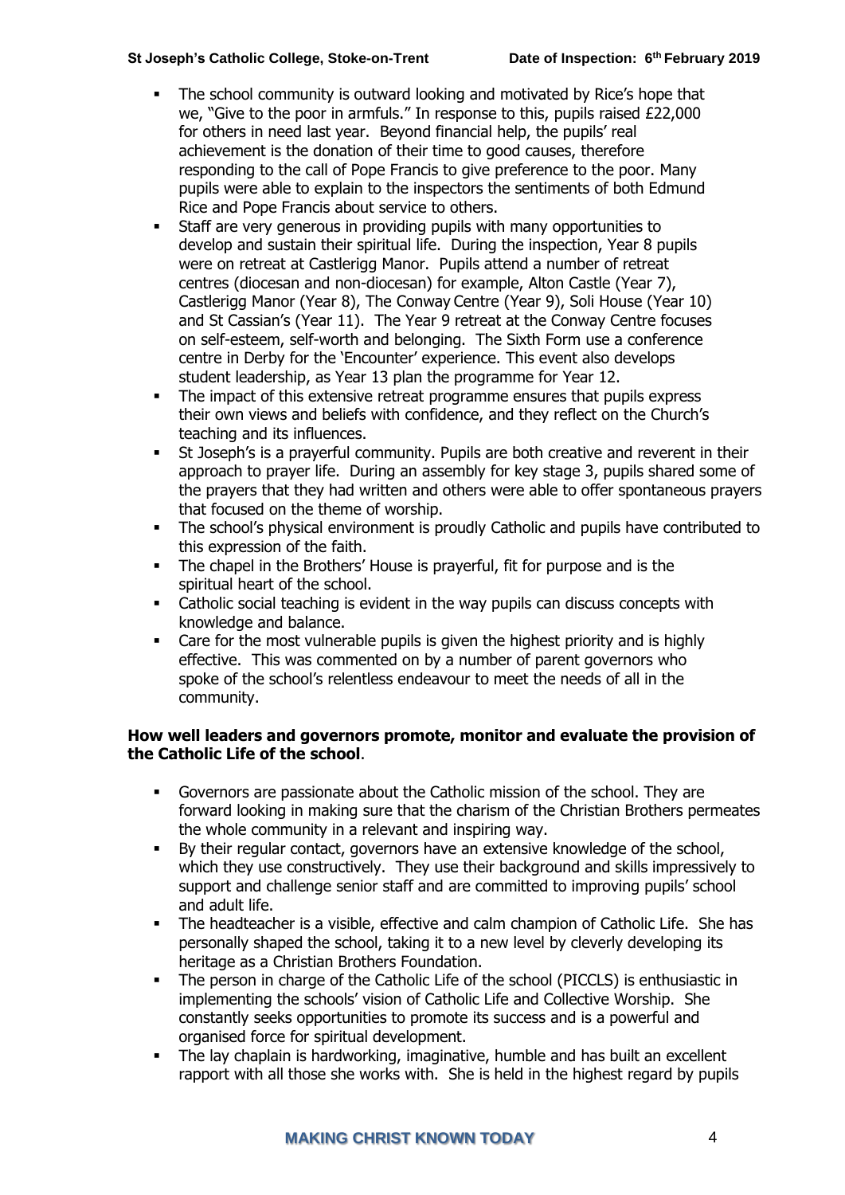- The school community is outward looking and motivated by Rice's hope that we, "Give to the poor in armfuls." In response to this, pupils raised £22,000 for others in need last year. Beyond financial help, the pupils' real achievement is the donation of their time to good causes, therefore responding to the call of Pope Francis to give preference to the poor. Many pupils were able to explain to the inspectors the sentiments of both Edmund Rice and Pope Francis about service to others.
- Staff are very generous in providing pupils with many opportunities to develop and sustain their spiritual life. During the inspection, Year 8 pupils were on retreat at Castlerigg Manor. Pupils attend a number of retreat centres (diocesan and non-diocesan) for example, Alton Castle (Year 7), Castlerigg Manor (Year 8), The Conway Centre (Year 9), Soli House (Year 10) and St Cassian's (Year 11). The Year 9 retreat at the Conway Centre focuses on self-esteem, self-worth and belonging. The Sixth Form use a conference centre in Derby for the 'Encounter' experience. This event also develops student leadership, as Year 13 plan the programme for Year 12.
- The impact of this extensive retreat programme ensures that pupils express their own views and beliefs with confidence, and they reflect on the Church's teaching and its influences.
- St Joseph's is a prayerful community. Pupils are both creative and reverent in their approach to prayer life. During an assembly for key stage 3, pupils shared some of the prayers that they had written and others were able to offer spontaneous prayers that focused on the theme of worship.
- The school's physical environment is proudly Catholic and pupils have contributed to this expression of the faith.
- The chapel in the Brothers' House is prayerful, fit for purpose and is the spiritual heart of the school.
- Catholic social teaching is evident in the way pupils can discuss concepts with knowledge and balance.
- Care for the most vulnerable pupils is given the highest priority and is highly effective. This was commented on by a number of parent governors who spoke of the school's relentless endeavour to meet the needs of all in the community.

**How well leaders and governors promote, monitor and evaluate the provision of the Catholic Life of the school**.

- Governors are passionate about the Catholic mission of the school. They are forward looking in making sure that the charism of the Christian Brothers permeates the whole community in a relevant and inspiring way.
- By their regular contact, governors have an extensive knowledge of the school, which they use constructively. They use their background and skills impressively to support and challenge senior staff and are committed to improving pupils' school and adult life.
- The headteacher is a visible, effective and calm champion of Catholic Life. She has personally shaped the school, taking it to a new level by cleverly developing its heritage as a Christian Brothers Foundation.
- The person in charge of the Catholic Life of the school (PICCLS) is enthusiastic in implementing the schools' vision of Catholic Life and Collective Worship. She constantly seeks opportunities to promote its success and is a powerful and organised force for spiritual development.
- The lay chaplain is hardworking, imaginative, humble and has built an excellent rapport with all those she works with. She is held in the highest regard by pupils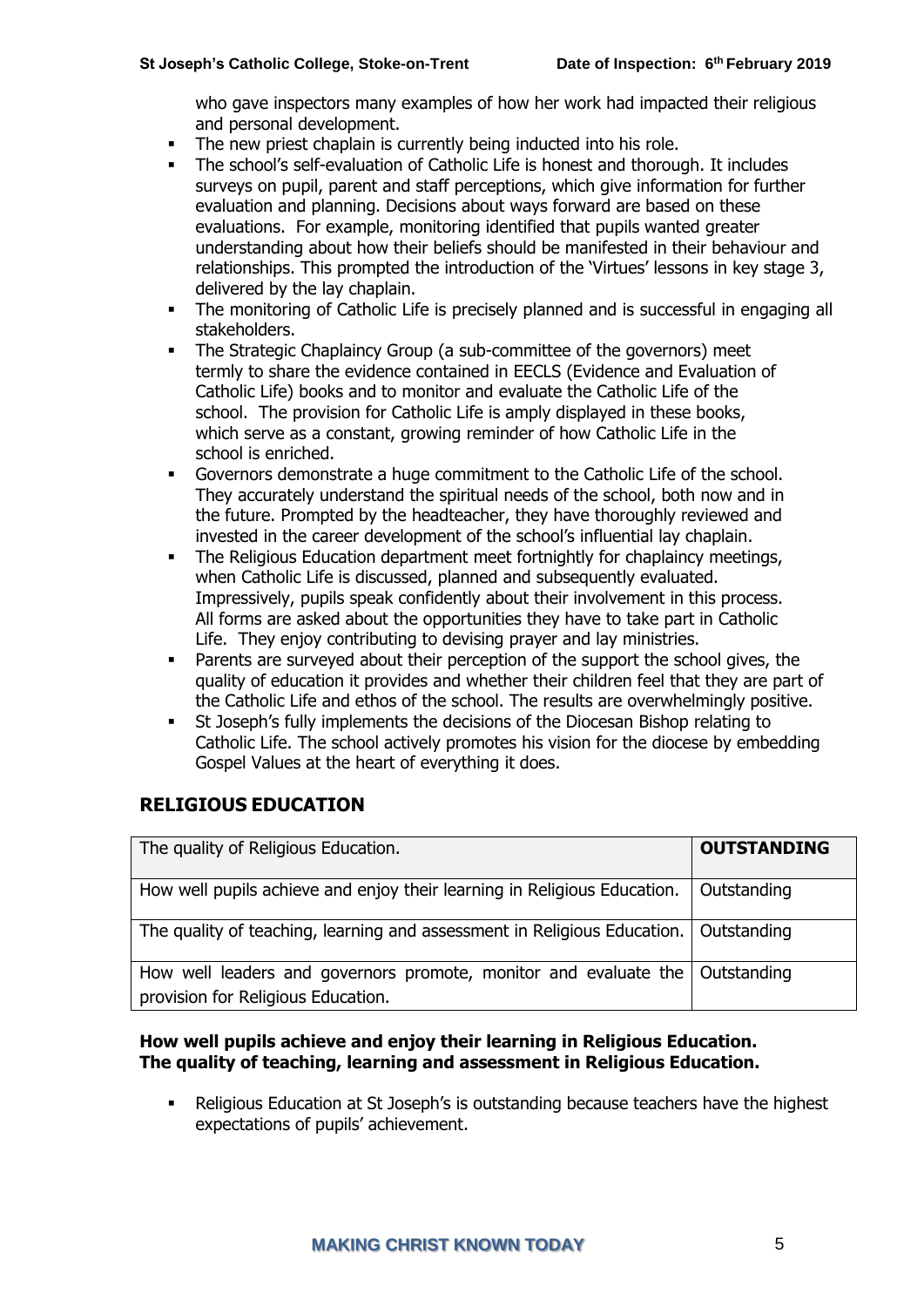who gave inspectors many examples of how her work had impacted their religious and personal development.

- The new priest chaplain is currently being inducted into his role.
- The school's self-evaluation of Catholic Life is honest and thorough. It includes surveys on pupil, parent and staff perceptions, which give information for further evaluation and planning. Decisions about ways forward are based on these evaluations. For example, monitoring identified that pupils wanted greater understanding about how their beliefs should be manifested in their behaviour and relationships. This prompted the introduction of the 'Virtues' lessons in key stage 3, delivered by the lay chaplain.
- The monitoring of Catholic Life is precisely planned and is successful in engaging all stakeholders.
- The Strategic Chaplaincy Group (a sub-committee of the governors) meet termly to share the evidence contained in EECLS (Evidence and Evaluation of Catholic Life) books and to monitor and evaluate the Catholic Life of the school. The provision for Catholic Life is amply displayed in these books, which serve as a constant, growing reminder of how Catholic Life in the school is enriched.
- Governors demonstrate a huge commitment to the Catholic Life of the school. They accurately understand the spiritual needs of the school, both now and in the future. Prompted by the headteacher, they have thoroughly reviewed and invested in the career development of the school's influential lay chaplain.
- The Religious Education department meet fortnightly for chaplaincy meetings, when Catholic Life is discussed, planned and subsequently evaluated. Impressively, pupils speak confidently about their involvement in this process. All forms are asked about the opportunities they have to take part in Catholic Life. They enjoy contributing to devising prayer and lay ministries.
- Parents are surveyed about their perception of the support the school gives, the quality of education it provides and whether their children feel that they are part of the Catholic Life and ethos of the school. The results are overwhelmingly positive.
- St Joseph's fully implements the decisions of the Diocesan Bishop relating to Catholic Life. The school actively promotes his vision for the diocese by embedding Gospel Values at the heart of everything it does.

## RELIGIOUS EDUCATION

| The quality of Religious Education. | **OUTSTANDING** |
|---|---|
| How well pupils achieve and enjoy their learning in Religious Education. | Outstanding |
| The quality of teaching, learning and assessment in Religious Education. | Outstanding |
| How well leaders and governors promote, monitor and evaluate the provision for Religious Education. | Outstanding |

**How well pupils achieve and enjoy their learning in Religious Education.**
**The quality of teaching, learning and assessment in Religious Education.**

- Religious Education at St Joseph's is outstanding because teachers have the highest expectations of pupils' achievement.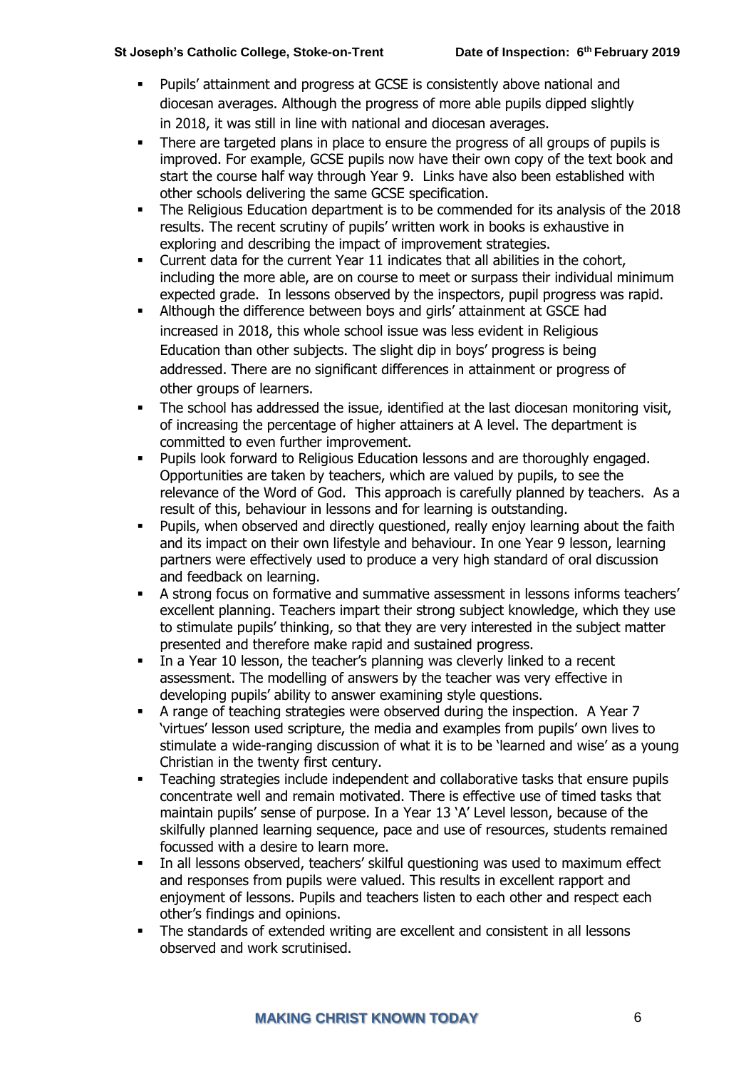- Pupils' attainment and progress at GCSE is consistently above national and diocesan averages. Although the progress of more able pupils dipped slightly in 2018, it was still in line with national and diocesan averages.
- There are targeted plans in place to ensure the progress of all groups of pupils is improved. For example, GCSE pupils now have their own copy of the text book and start the course half way through Year 9. Links have also been established with other schools delivering the same GCSE specification.
- The Religious Education department is to be commended for its analysis of the 2018 results. The recent scrutiny of pupils' written work in books is exhaustive in exploring and describing the impact of improvement strategies.
- Current data for the current Year 11 indicates that all abilities in the cohort, including the more able, are on course to meet or surpass their individual minimum expected grade. In lessons observed by the inspectors, pupil progress was rapid.
- Although the difference between boys and girls' attainment at GSCE had increased in 2018, this whole school issue was less evident in Religious Education than other subjects. The slight dip in boys' progress is being addressed. There are no significant differences in attainment or progress of other groups of learners.
- The school has addressed the issue, identified at the last diocesan monitoring visit, of increasing the percentage of higher attainers at A level. The department is committed to even further improvement.
- Pupils look forward to Religious Education lessons and are thoroughly engaged. Opportunities are taken by teachers, which are valued by pupils, to see the relevance of the Word of God. This approach is carefully planned by teachers. As a result of this, behaviour in lessons and for learning is outstanding.
- Pupils, when observed and directly questioned, really enjoy learning about the faith and its impact on their own lifestyle and behaviour. In one Year 9 lesson, learning partners were effectively used to produce a very high standard of oral discussion and feedback on learning.
- A strong focus on formative and summative assessment in lessons informs teachers' excellent planning. Teachers impart their strong subject knowledge, which they use to stimulate pupils' thinking, so that they are very interested in the subject matter presented and therefore make rapid and sustained progress.
- In a Year 10 lesson, the teacher's planning was cleverly linked to a recent assessment. The modelling of answers by the teacher was very effective in developing pupils' ability to answer examining style questions.
- A range of teaching strategies were observed during the inspection. A Year 7 'virtues' lesson used scripture, the media and examples from pupils' own lives to stimulate a wide-ranging discussion of what it is to be 'learned and wise' as a young Christian in the twenty first century.
- Teaching strategies include independent and collaborative tasks that ensure pupils concentrate well and remain motivated. There is effective use of timed tasks that maintain pupils' sense of purpose. In a Year 13 'A' Level lesson, because of the skilfully planned learning sequence, pace and use of resources, students remained focussed with a desire to learn more.
- In all lessons observed, teachers' skilful questioning was used to maximum effect and responses from pupils were valued. This results in excellent rapport and enjoyment of lessons. Pupils and teachers listen to each other and respect each other's findings and opinions.
- The standards of extended writing are excellent and consistent in all lessons observed and work scrutinised.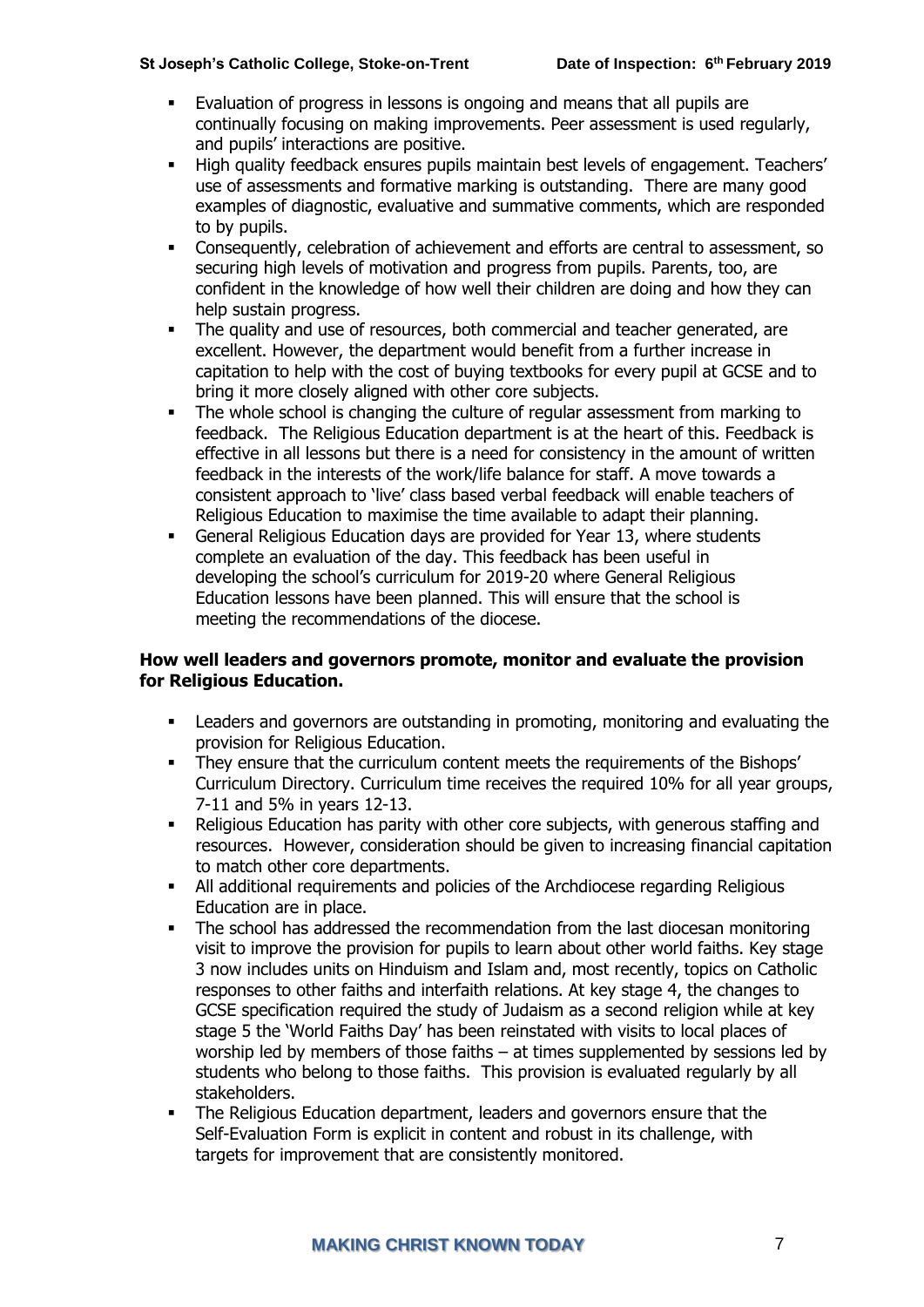- Evaluation of progress in lessons is ongoing and means that all pupils are continually focusing on making improvements. Peer assessment is used regularly, and pupils' interactions are positive.
- High quality feedback ensures pupils maintain best levels of engagement. Teachers' use of assessments and formative marking is outstanding. There are many good examples of diagnostic, evaluative and summative comments, which are responded to by pupils.
- Consequently, celebration of achievement and efforts are central to assessment, so securing high levels of motivation and progress from pupils. Parents, too, are confident in the knowledge of how well their children are doing and how they can help sustain progress.
- The quality and use of resources, both commercial and teacher generated, are excellent. However, the department would benefit from a further increase in capitation to help with the cost of buying textbooks for every pupil at GCSE and to bring it more closely aligned with other core subjects.
- The whole school is changing the culture of regular assessment from marking to feedback. The Religious Education department is at the heart of this. Feedback is effective in all lessons but there is a need for consistency in the amount of written feedback in the interests of the work/life balance for staff. A move towards a consistent approach to 'live' class based verbal feedback will enable teachers of Religious Education to maximise the time available to adapt their planning.
- General Religious Education days are provided for Year 13, where students complete an evaluation of the day. This feedback has been useful in developing the school's curriculum for 2019-20 where General Religious Education lessons have been planned. This will ensure that the school is meeting the recommendations of the diocese.

## How well leaders and governors promote, monitor and evaluate the provision for Religious Education.

- Leaders and governors are outstanding in promoting, monitoring and evaluating the provision for Religious Education.
- They ensure that the curriculum content meets the requirements of the Bishops' Curriculum Directory. Curriculum time receives the required 10% for all year groups, 7-11 and 5% in years 12-13.
- Religious Education has parity with other core subjects, with generous staffing and resources. However, consideration should be given to increasing financial capitation to match other core departments.
- All additional requirements and policies of the Archdiocese regarding Religious Education are in place.
- The school has addressed the recommendation from the last diocesan monitoring visit to improve the provision for pupils to learn about other world faiths. Key stage 3 now includes units on Hinduism and Islam and, most recently, topics on Catholic responses to other faiths and interfaith relations. At key stage 4, the changes to GCSE specification required the study of Judaism as a second religion while at key stage 5 the 'World Faiths Day' has been reinstated with visits to local places of worship led by members of those faiths – at times supplemented by sessions led by students who belong to those faiths. This provision is evaluated regularly by all stakeholders.
- The Religious Education department, leaders and governors ensure that the Self-Evaluation Form is explicit in content and robust in its challenge, with targets for improvement that are consistently monitored.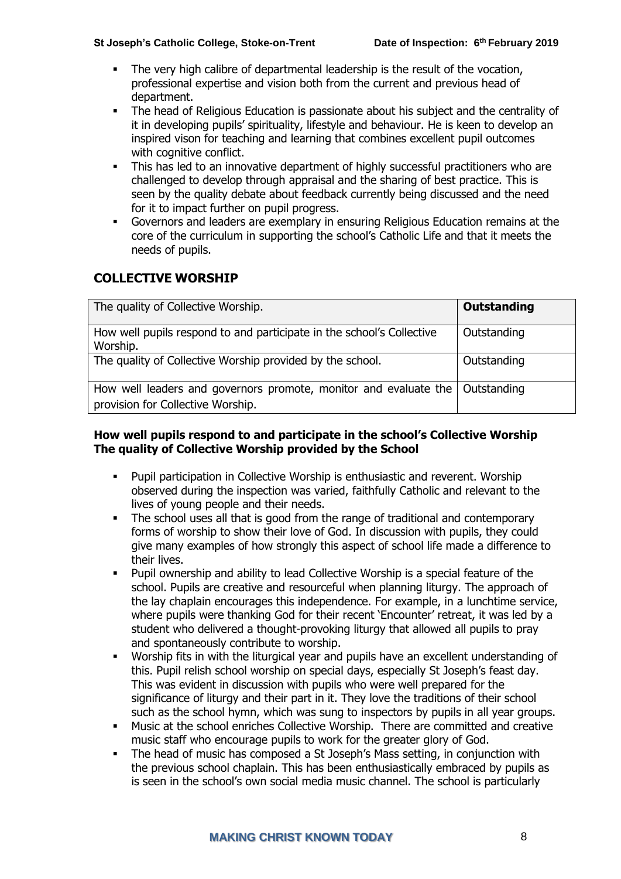- The very high calibre of departmental leadership is the result of the vocation, professional expertise and vision both from the current and previous head of department.
- The head of Religious Education is passionate about his subject and the centrality of it in developing pupils' spirituality, lifestyle and behaviour. He is keen to develop an inspired vison for teaching and learning that combines excellent pupil outcomes with cognitive conflict.
- This has led to an innovative department of highly successful practitioners who are challenged to develop through appraisal and the sharing of best practice. This is seen by the quality debate about feedback currently being discussed and the need for it to impact further on pupil progress.
- Governors and leaders are exemplary in ensuring Religious Education remains at the core of the curriculum in supporting the school's Catholic Life and that it meets the needs of pupils.

## COLLECTIVE WORSHIP

| The quality of Collective Worship. | **Outstanding** |
|---|---|
| How well pupils respond to and participate in the school's Collective Worship. | Outstanding |
| The quality of Collective Worship provided by the school. | Outstanding |
| How well leaders and governors promote, monitor and evaluate the provision for Collective Worship. | Outstanding |

**How well pupils respond to and participate in the school's Collective Worship**
**The quality of Collective Worship provided by the School**

- Pupil participation in Collective Worship is enthusiastic and reverent. Worship observed during the inspection was varied, faithfully Catholic and relevant to the lives of young people and their needs.
- The school uses all that is good from the range of traditional and contemporary forms of worship to show their love of God. In discussion with pupils, they could give many examples of how strongly this aspect of school life made a difference to their lives.
- Pupil ownership and ability to lead Collective Worship is a special feature of the school. Pupils are creative and resourceful when planning liturgy. The approach of the lay chaplain encourages this independence. For example, in a lunchtime service, where pupils were thanking God for their recent 'Encounter' retreat, it was led by a student who delivered a thought-provoking liturgy that allowed all pupils to pray and spontaneously contribute to worship.
- Worship fits in with the liturgical year and pupils have an excellent understanding of this. Pupil relish school worship on special days, especially St Joseph's feast day. This was evident in discussion with pupils who were well prepared for the significance of liturgy and their part in it. They love the traditions of their school such as the school hymn, which was sung to inspectors by pupils in all year groups.
- Music at the school enriches Collective Worship. There are committed and creative music staff who encourage pupils to work for the greater glory of God.
- The head of music has composed a St Joseph's Mass setting, in conjunction with the previous school chaplain. This has been enthusiastically embraced by pupils as is seen in the school's own social media music channel. The school is particularly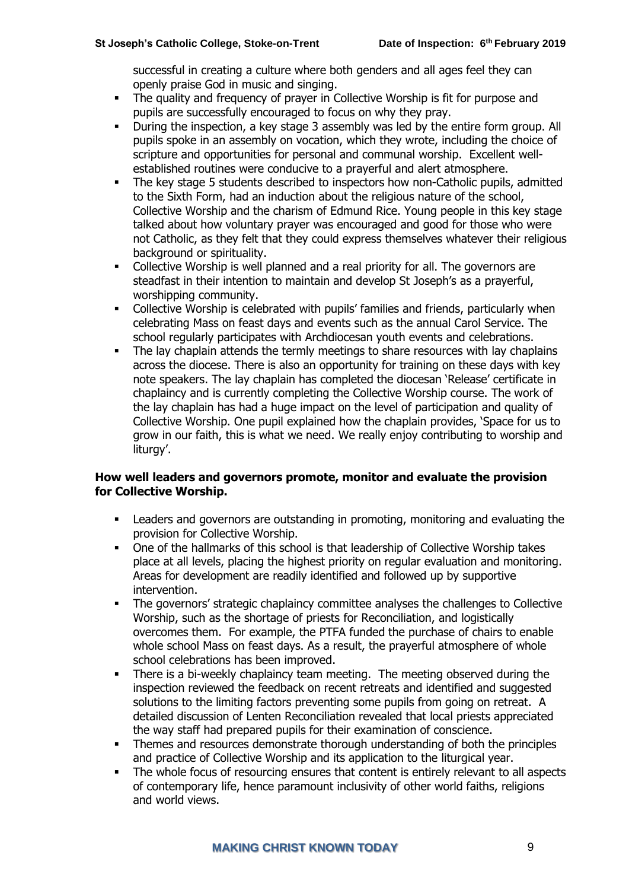successful in creating a culture where both genders and all ages feel they can openly praise God in music and singing.

- The quality and frequency of prayer in Collective Worship is fit for purpose and pupils are successfully encouraged to focus on why they pray.
- During the inspection, a key stage 3 assembly was led by the entire form group. All pupils spoke in an assembly on vocation, which they wrote, including the choice of scripture and opportunities for personal and communal worship. Excellent well-established routines were conducive to a prayerful and alert atmosphere.
- The key stage 5 students described to inspectors how non-Catholic pupils, admitted to the Sixth Form, had an induction about the religious nature of the school, Collective Worship and the charism of Edmund Rice. Young people in this key stage talked about how voluntary prayer was encouraged and good for those who were not Catholic, as they felt that they could express themselves whatever their religious background or spirituality.
- Collective Worship is well planned and a real priority for all. The governors are steadfast in their intention to maintain and develop St Joseph's as a prayerful, worshipping community.
- Collective Worship is celebrated with pupils' families and friends, particularly when celebrating Mass on feast days and events such as the annual Carol Service. The school regularly participates with Archdiocesan youth events and celebrations.
- The lay chaplain attends the termly meetings to share resources with lay chaplains across the diocese. There is also an opportunity for training on these days with key note speakers. The lay chaplain has completed the diocesan 'Release' certificate in chaplaincy and is currently completing the Collective Worship course. The work of the lay chaplain has had a huge impact on the level of participation and quality of Collective Worship. One pupil explained how the chaplain provides, 'Space for us to grow in our faith, this is what we need. We really enjoy contributing to worship and liturgy'.

**How well leaders and governors promote, monitor and evaluate the provision for Collective Worship.**

- Leaders and governors are outstanding in promoting, monitoring and evaluating the provision for Collective Worship.
- One of the hallmarks of this school is that leadership of Collective Worship takes place at all levels, placing the highest priority on regular evaluation and monitoring. Areas for development are readily identified and followed up by supportive intervention.
- The governors' strategic chaplaincy committee analyses the challenges to Collective Worship, such as the shortage of priests for Reconciliation, and logistically overcomes them. For example, the PTFA funded the purchase of chairs to enable whole school Mass on feast days. As a result, the prayerful atmosphere of whole school celebrations has been improved.
- There is a bi-weekly chaplaincy team meeting. The meeting observed during the inspection reviewed the feedback on recent retreats and identified and suggested solutions to the limiting factors preventing some pupils from going on retreat. A detailed discussion of Lenten Reconciliation revealed that local priests appreciated the way staff had prepared pupils for their examination of conscience.
- Themes and resources demonstrate thorough understanding of both the principles and practice of Collective Worship and its application to the liturgical year.
- The whole focus of resourcing ensures that content is entirely relevant to all aspects of contemporary life, hence paramount inclusivity of other world faiths, religions and world views.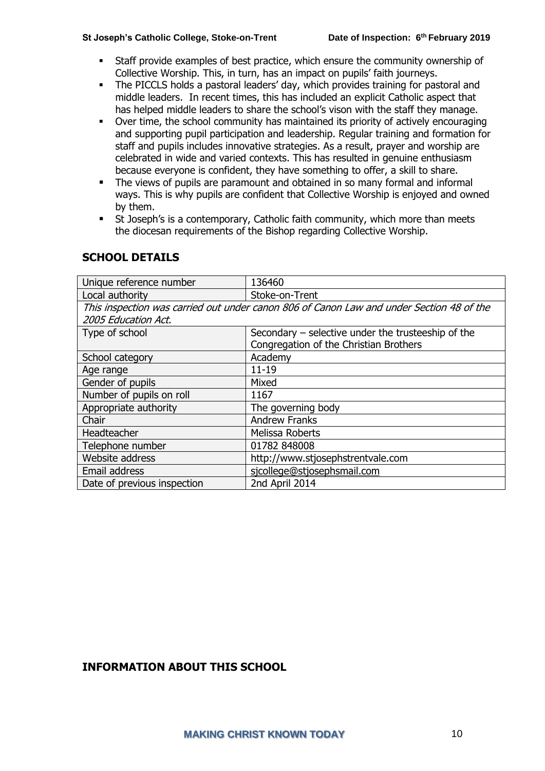- Staff provide examples of best practice, which ensure the community ownership of Collective Worship. This, in turn, has an impact on pupils' faith journeys.
- The PICCLS holds a pastoral leaders' day, which provides training for pastoral and middle leaders. In recent times, this has included an explicit Catholic aspect that has helped middle leaders to share the school's vison with the staff they manage.
- Over time, the school community has maintained its priority of actively encouraging and supporting pupil participation and leadership. Regular training and formation for staff and pupils includes innovative strategies. As a result, prayer and worship are celebrated in wide and varied contexts. This has resulted in genuine enthusiasm because everyone is confident, they have something to offer, a skill to share.
- The views of pupils are paramount and obtained in so many formal and informal ways. This is why pupils are confident that Collective Worship is enjoyed and owned by them.
- St Joseph's is a contemporary, Catholic faith community, which more than meets the diocesan requirements of the Bishop regarding Collective Worship.

## SCHOOL DETAILS

| Unique reference number | 136460 |
|---|---|
| Local authority | Stoke-on-Trent |
| *This inspection was carried out under canon 806 of Canon Law and under Section 48 of the 2005 Education Act.* | |
| Type of school | Secondary – selective under the trusteeship of the Congregation of the Christian Brothers |
| School category | Academy |
| Age range | 11-19 |
| Gender of pupils | Mixed |
| Number of pupils on roll | 1167 |
| Appropriate authority | The governing body |
| Chair | Andrew Franks |
| Headteacher | Melissa Roberts |
| Telephone number | 01782 848008 |
| Website address | http://www.stjosephstrentvale.com |
| Email address | sjcollege@stjosephsmail.com |
| Date of previous inspection | 2nd April 2014 |

## INFORMATION ABOUT THIS SCHOOL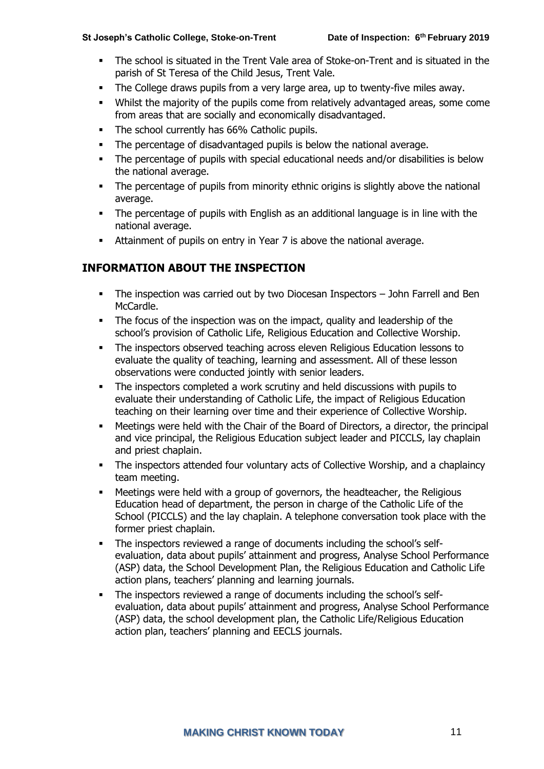- The school is situated in the Trent Vale area of Stoke-on-Trent and is situated in the parish of St Teresa of the Child Jesus, Trent Vale.
- The College draws pupils from a very large area, up to twenty-five miles away.
- Whilst the majority of the pupils come from relatively advantaged areas, some come from areas that are socially and economically disadvantaged.
- The school currently has 66% Catholic pupils.
- The percentage of disadvantaged pupils is below the national average.
- The percentage of pupils with special educational needs and/or disabilities is below the national average.
- The percentage of pupils from minority ethnic origins is slightly above the national average.
- The percentage of pupils with English as an additional language is in line with the national average.
- Attainment of pupils on entry in Year 7 is above the national average.

## INFORMATION ABOUT THE INSPECTION

- The inspection was carried out by two Diocesan Inspectors – John Farrell and Ben McCardle.
- The focus of the inspection was on the impact, quality and leadership of the school's provision of Catholic Life, Religious Education and Collective Worship.
- The inspectors observed teaching across eleven Religious Education lessons to evaluate the quality of teaching, learning and assessment. All of these lesson observations were conducted jointly with senior leaders.
- The inspectors completed a work scrutiny and held discussions with pupils to evaluate their understanding of Catholic Life, the impact of Religious Education teaching on their learning over time and their experience of Collective Worship.
- Meetings were held with the Chair of the Board of Directors, a director, the principal and vice principal, the Religious Education subject leader and PICCLS, lay chaplain and priest chaplain.
- The inspectors attended four voluntary acts of Collective Worship, and a chaplaincy team meeting.
- Meetings were held with a group of governors, the headteacher, the Religious Education head of department, the person in charge of the Catholic Life of the School (PICCLS) and the lay chaplain. A telephone conversation took place with the former priest chaplain.
- The inspectors reviewed a range of documents including the school's self-evaluation, data about pupils' attainment and progress, Analyse School Performance (ASP) data, the School Development Plan, the Religious Education and Catholic Life action plans, teachers' planning and learning journals.
- The inspectors reviewed a range of documents including the school's self-evaluation, data about pupils' attainment and progress, Analyse School Performance (ASP) data, the school development plan, the Catholic Life/Religious Education action plan, teachers' planning and EECLS journals.